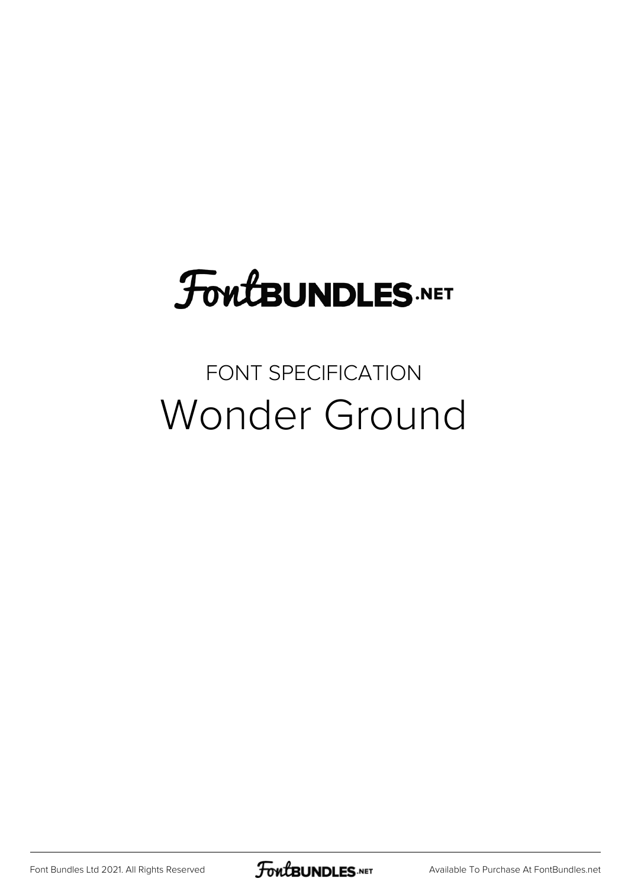# FontBUNDLES.NET

FONT SPECIFICATION

## Wonder Ground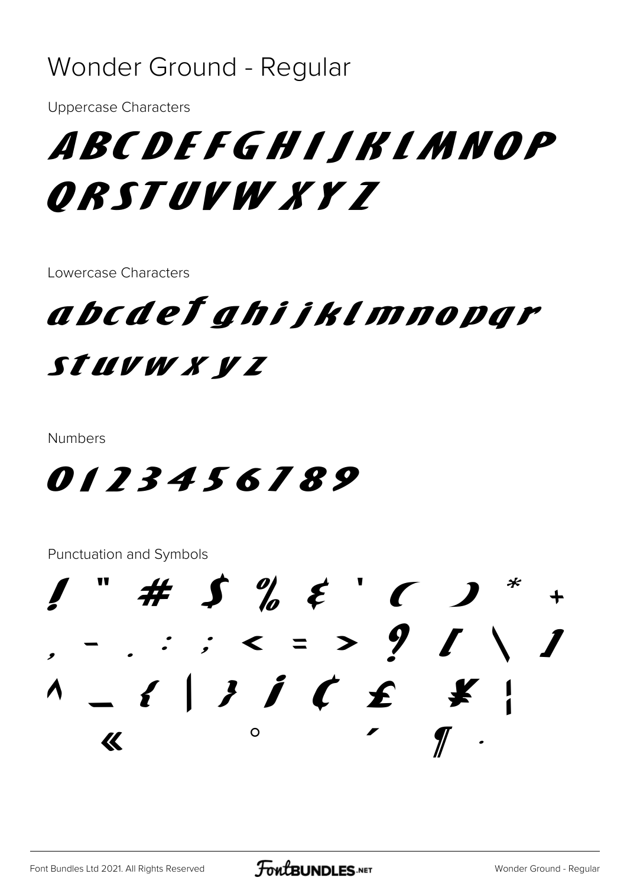# Wonder Ground - Regular

Uppercase Characters

ABCDEFGHIJKLMNOP
QRSTUVWXYZ

Lowercase Characters

abcdefghijklmnopqr
stuvwxyz

Numbers

0123456789

Punctuation and Symbols

! " # $ % & ' ( ) * +
, - . : ; < = > ? [ \ ]
^ _ { | } ¡ ¢ £ ¥ ¦
« ° ´ ¶ ·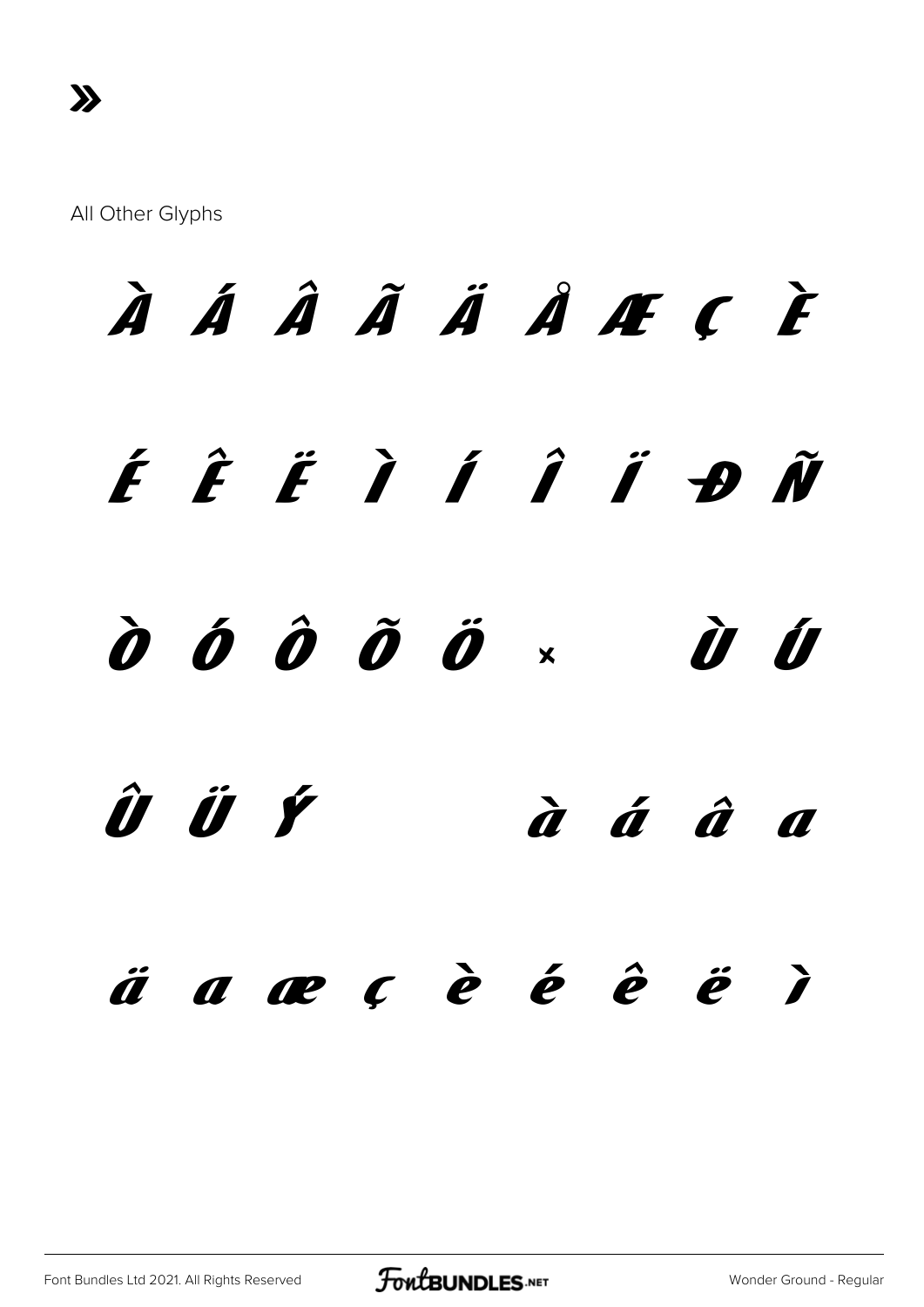»

All Other Glyphs

À Á Â Ã Ä Å Æ Ç È

É Ê Ë Ì Í Î Ï Ð Ñ

Ò Ó Ô Õ Ö × Ù Ú

Û Ü Ý à á â ã

ä å æ ç è é ê ë ì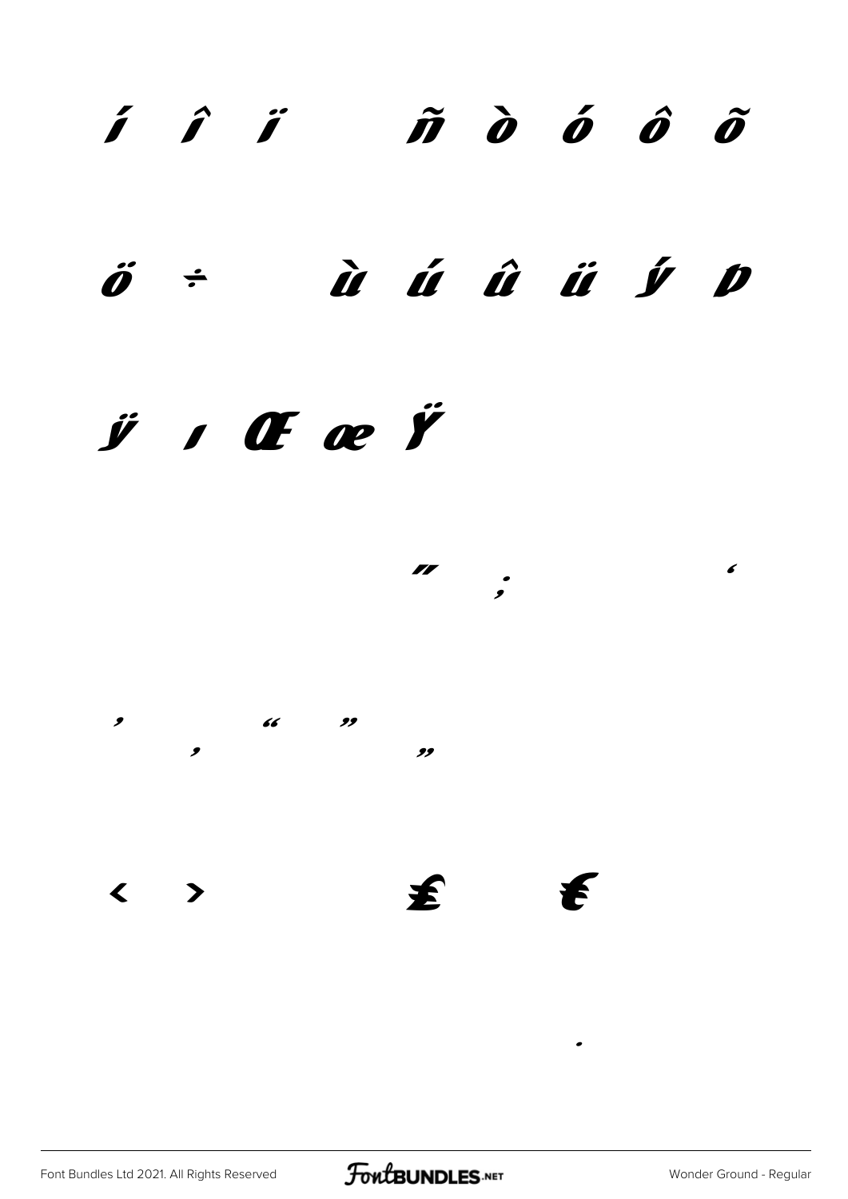í î ï ñ ò ó ô õ

ö ÷ ù ú û ü ý þ

ÿ ı Œ œ Ÿ

˝ ; ‘

’ ‚ “ ” „

‹ › £ €

·